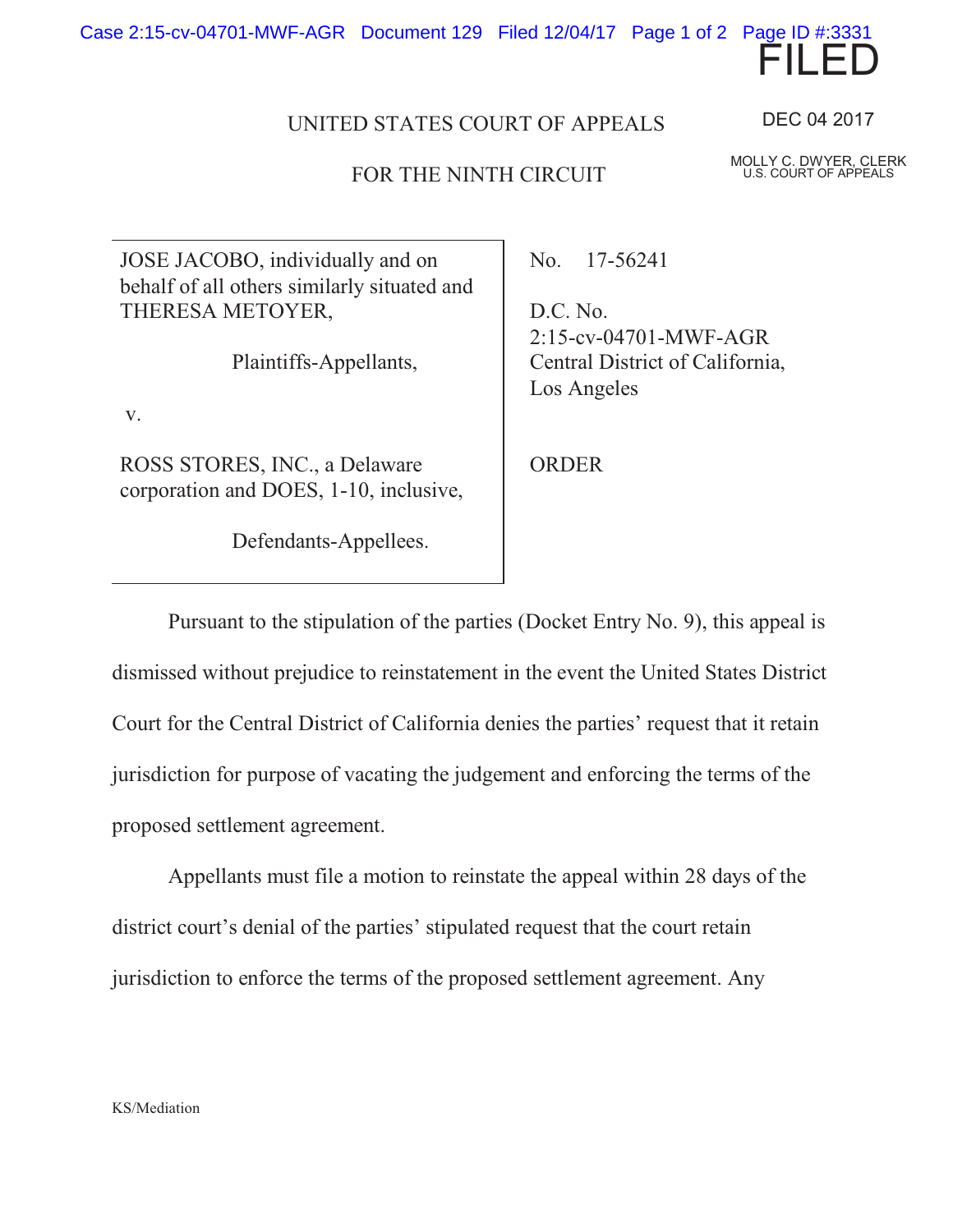FILED

DEC 04 2017

MOLLY C. DWYER, CLERK
U.S. COURT OF APPEALS

UNITED STATES COURT OF APPEALS

FOR THE NINTH CIRCUIT

| | |
|---|---|
| JOSE JACOBO, individually and on behalf of all others similarly situated and THERESA METOYER,<br><br>Plaintiffs-Appellants,<br><br>v.<br><br>ROSS STORES, INC., a Delaware corporation and DOES, 1-10, inclusive,<br><br>Defendants-Appellees. | No. 17-56241<br><br>D.C. No. 2:15-cv-04701-MWF-AGR<br>Central District of California, Los Angeles<br><br>ORDER |

Pursuant to the stipulation of the parties (Docket Entry No. 9), this appeal is dismissed without prejudice to reinstatement in the event the United States District Court for the Central District of California denies the parties' request that it retain jurisdiction for purpose of vacating the judgement and enforcing the terms of the proposed settlement agreement.

Appellants must file a motion to reinstate the appeal within 28 days of the district court's denial of the parties' stipulated request that the court retain jurisdiction to enforce the terms of the proposed settlement agreement. Any

KS/Mediation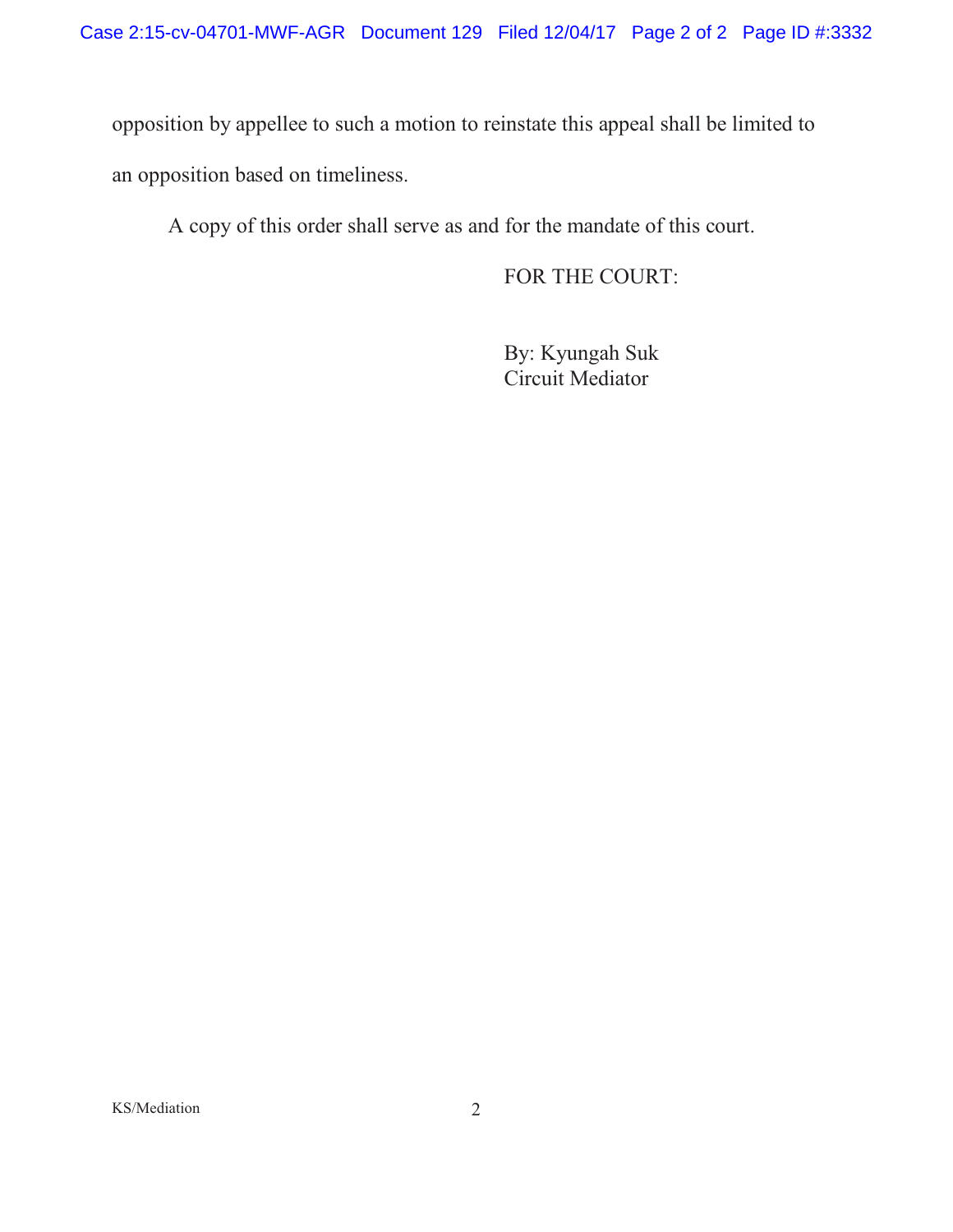opposition by appellee to such a motion to reinstate this appeal shall be limited to an opposition based on timeliness.

A copy of this order shall serve as and for the mandate of this court.

FOR THE COURT:

By: Kyungah Suk
Circuit Mediator

KS/Mediation